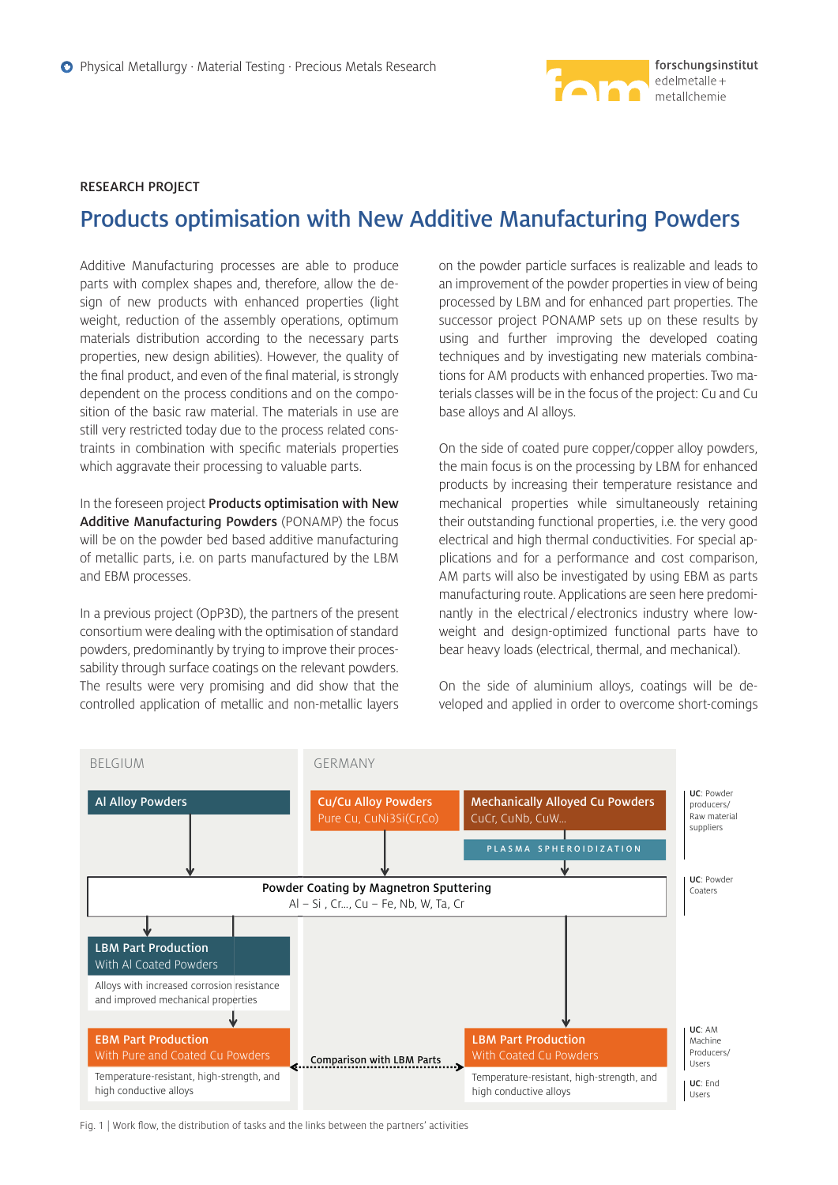Physical Metallurgy · Material Testing · Precious Metals Research

forschungsinstitut edelmetalle + metallchemie

RESEARCH PROJECT

# Products optimisation with New Additive Manufacturing Powders

Additive Manufacturing processes are able to produce parts with complex shapes and, therefore, allow the design of new products with enhanced properties (light weight, reduction of the assembly operations, optimum materials distribution according to the necessary parts properties, new design abilities). However, the quality of the final product, and even of the final material, is strongly dependent on the process conditions and on the composition of the basic raw material. The materials in use are still very restricted today due to the process related constraints in combination with specific materials properties which aggravate their processing to valuable parts.

In the foreseen project **Products optimisation with New Additive Manufacturing Powders** (PONAMP) the focus will be on the powder bed based additive manufacturing of metallic parts, i.e. on parts manufactured by the LBM and EBM processes.

In a previous project (OpP3D), the partners of the present consortium were dealing with the optimisation of standard powders, predominantly by trying to improve their processability through surface coatings on the relevant powders. The results were very promising and did show that the controlled application of metallic and non-metallic layers on the powder particle surfaces is realizable and leads to an improvement of the powder properties in view of being processed by LBM and for enhanced part properties. The successor project PONAMP sets up on these results by using and further improving the developed coating techniques and by investigating new materials combinations for AM products with enhanced properties. Two materials classes will be in the focus of the project: Cu and Cu base alloys and Al alloys.

On the side of coated pure copper/copper alloy powders, the main focus is on the processing by LBM for enhanced products by increasing their temperature resistance and mechanical properties while simultaneously retaining their outstanding functional properties, i.e. the very good electrical and high thermal conductivities. For special applications and for a performance and cost comparison, AM parts will also be investigated by using EBM as parts manufacturing route. Applications are seen here predominantly in the electrical / electronics industry where low-weight and design-optimized functional parts have to bear heavy loads (electrical, thermal, and mechanical).

On the side of aluminium alloys, coatings will be developed and applied in order to overcome short-comings

BELGIUM | GERMANY

- **Al Alloy Powders** (Belgium)
- **Cu/Cu Alloy Powders** – Pure Cu, CuNi3Si(Cr,Co) (Germany)
- **Mechanically Alloyed Cu Powders** – CuCr, CuNb, CuW… → PLASMA SPHEROIDIZATION (Germany)

UC: Powder producers/ Raw material suppliers

**Powder Coating by Magnetron Sputtering**
Al – Si , Cr..., Cu – Fe, Nb, W, Ta, Cr

UC: Powder Coaters

- **LBM Part Production** – With Al Coated Powders: Alloys with increased corrosion resistance and improved mechanical properties
- **EBM Part Production** – With Pure and Coated Cu Powders: Temperature-resistant, high-strength, and high conductive alloys
- Comparison with LBM Parts
- **LBM Part Production** – With Coated Cu Powders: Temperature-resistant, high-strength, and high conductive alloys

UC: AM Machine Producers/ Users

UC: End Users

Fig. 1 | Work flow, the distribution of tasks and the links between the partners' activities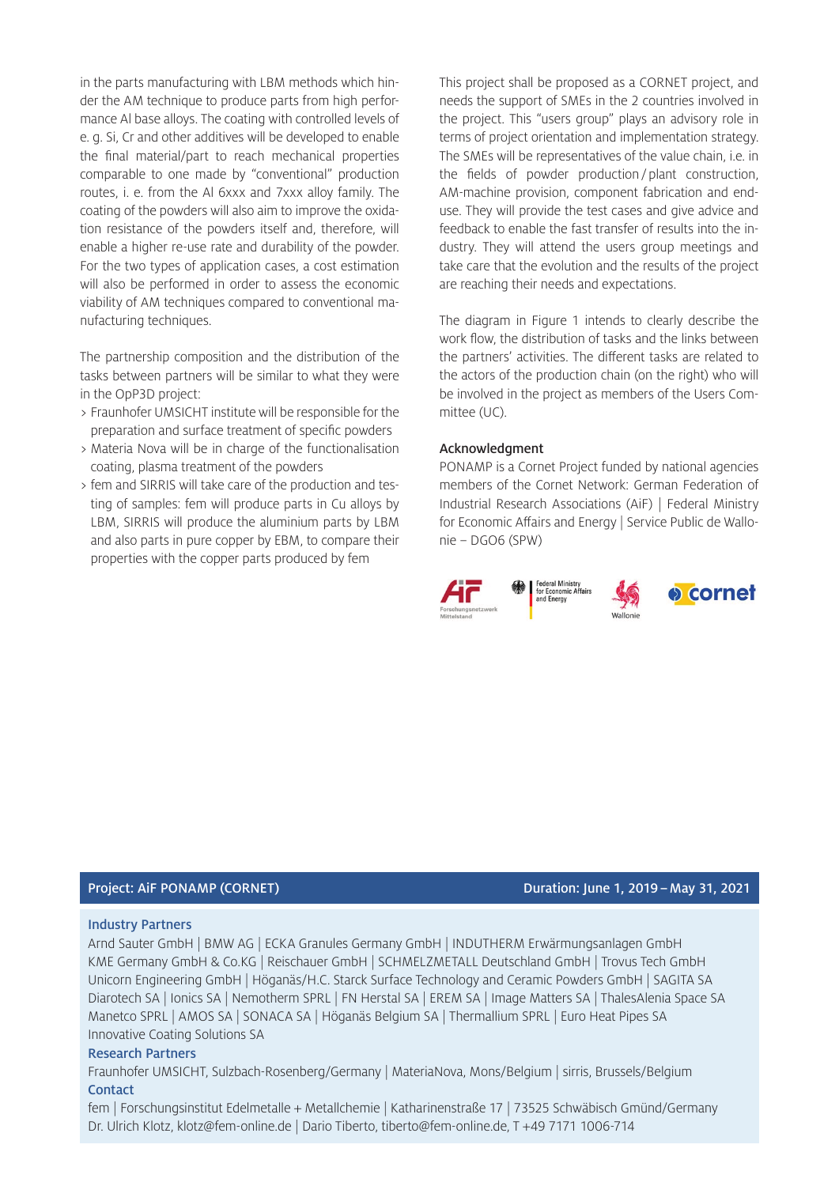in the parts manufacturing with LBM methods which hinder the AM technique to produce parts from high performance Al base alloys. The coating with controlled levels of e. g. Si, Cr and other additives will be developed to enable the final material/part to reach mechanical properties comparable to one made by "conventional" production routes, i. e. from the Al 6xxx and 7xxx alloy family. The coating of the powders will also aim to improve the oxidation resistance of the powders itself and, therefore, will enable a higher re-use rate and durability of the powder. For the two types of application cases, a cost estimation will also be performed in order to assess the economic viability of AM techniques compared to conventional manufacturing techniques.

The partnership composition and the distribution of the tasks between partners will be similar to what they were in the OpP3D project:

- Fraunhofer UMSICHT institute will be responsible for the preparation and surface treatment of specific powders
- Materia Nova will be in charge of the functionalisation coating, plasma treatment of the powders
- fem and SIRRIS will take care of the production and testing of samples: fem will produce parts in Cu alloys by LBM, SIRRIS will produce the aluminium parts by LBM and also parts in pure copper by EBM, to compare their properties with the copper parts produced by fem

This project shall be proposed as a CORNET project, and needs the support of SMEs in the 2 countries involved in the project. This "users group" plays an advisory role in terms of project orientation and implementation strategy. The SMEs will be representatives of the value chain, i.e. in the fields of powder production/plant construction, AM-machine provision, component fabrication and end-use. They will provide the test cases and give advice and feedback to enable the fast transfer of results into the industry. They will attend the users group meetings and take care that the evolution and the results of the project are reaching their needs and expectations.

The diagram in Figure 1 intends to clearly describe the work flow, the distribution of tasks and the links between the partners' activities. The different tasks are related to the actors of the production chain (on the right) who will be involved in the project as members of the Users Committee (UC).

### Acknowledgment

PONAMP is a Cornet Project funded by national agencies members of the Cornet Network: German Federation of Industrial Research Associations (AiF) | Federal Ministry for Economic Affairs and Energy | Service Public de Wallonie – DGO6 (SPW)

**Project: AiF PONAMP (CORNET)** — **Duration: June 1, 2019 – May 31, 2021**

**Industry Partners**

Arnd Sauter GmbH | BMW AG | ECKA Granules Germany GmbH | INDUTHERM Erwärmungsanlagen GmbH
KME Germany GmbH & Co.KG | Reischauer GmbH | SCHMELZMETALL Deutschland GmbH | Trovus Tech GmbH
Unicorn Engineering GmbH | Höganäs/H.C. Starck Surface Technology and Ceramic Powders GmbH | SAGITA SA
Diarotech SA | Ionics SA | Nemotherm SPRL | FN Herstal SA | EREM SA | Image Matters SA | ThalesAlenia Space SA
Manetco SPRL | AMOS SA | SONACA SA | Höganäs Belgium SA | Thermallium SPRL | Euro Heat Pipes SA
Innovative Coating Solutions SA

**Research Partners**

Fraunhofer UMSICHT, Sulzbach-Rosenberg/Germany | MateriaNova, Mons/Belgium | sirris, Brussels/Belgium

**Contact**

fem | Forschungsinstitut Edelmetalle + Metallchemie | Katharinenstraße 17 | 73525 Schwäbisch Gmünd/Germany
Dr. Ulrich Klotz, klotz@fem-online.de | Dario Tiberto, tiberto@fem-online.de, T +49 7171 1006-714